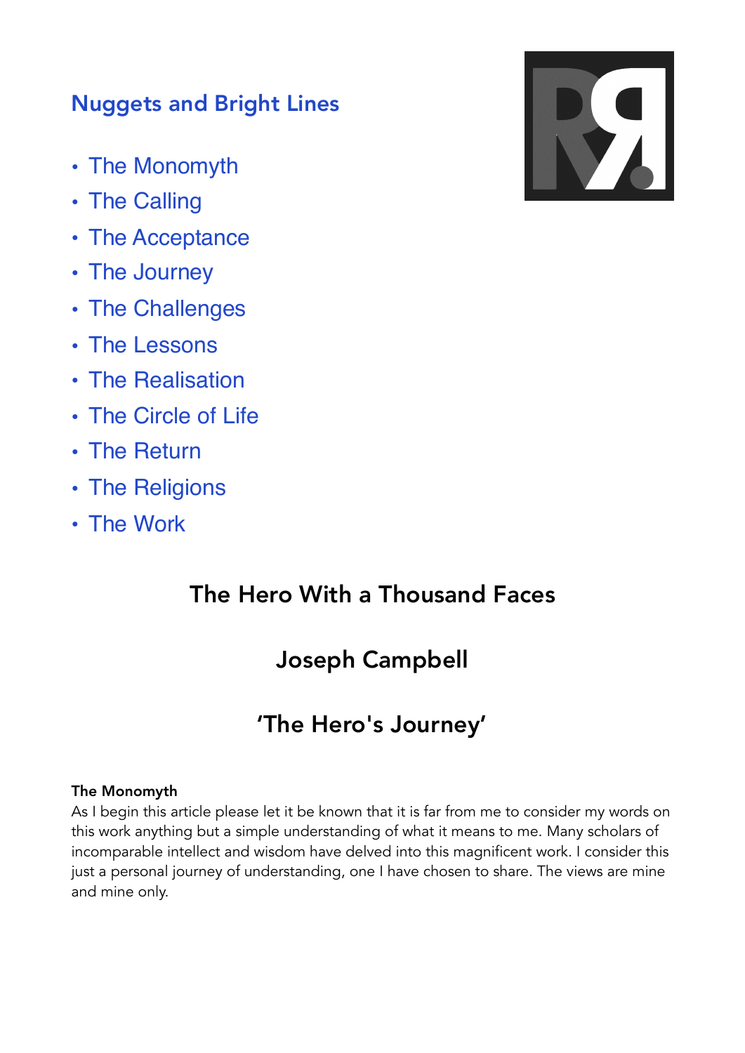## Nuggets and Bright Lines

- The Monomyth
- The Calling
- The Acceptance
- The Journey
- The Challenges
- The Lessons
- The Realisation
- The Circle of Life
- The Return
- The Religions
- The Work

# The Hero With a Thousand Faces

# Joseph Campbell

# 'The Hero's Journey'

**The Monomyth**

As I begin this article please let it be known that it is far from me to consider my words on this work anything but a simple understanding of what it means to me. Many scholars of incomparable intellect and wisdom have delved into this magnificent work. I consider this just a personal journey of understanding, one I have chosen to share. The views are mine and mine only.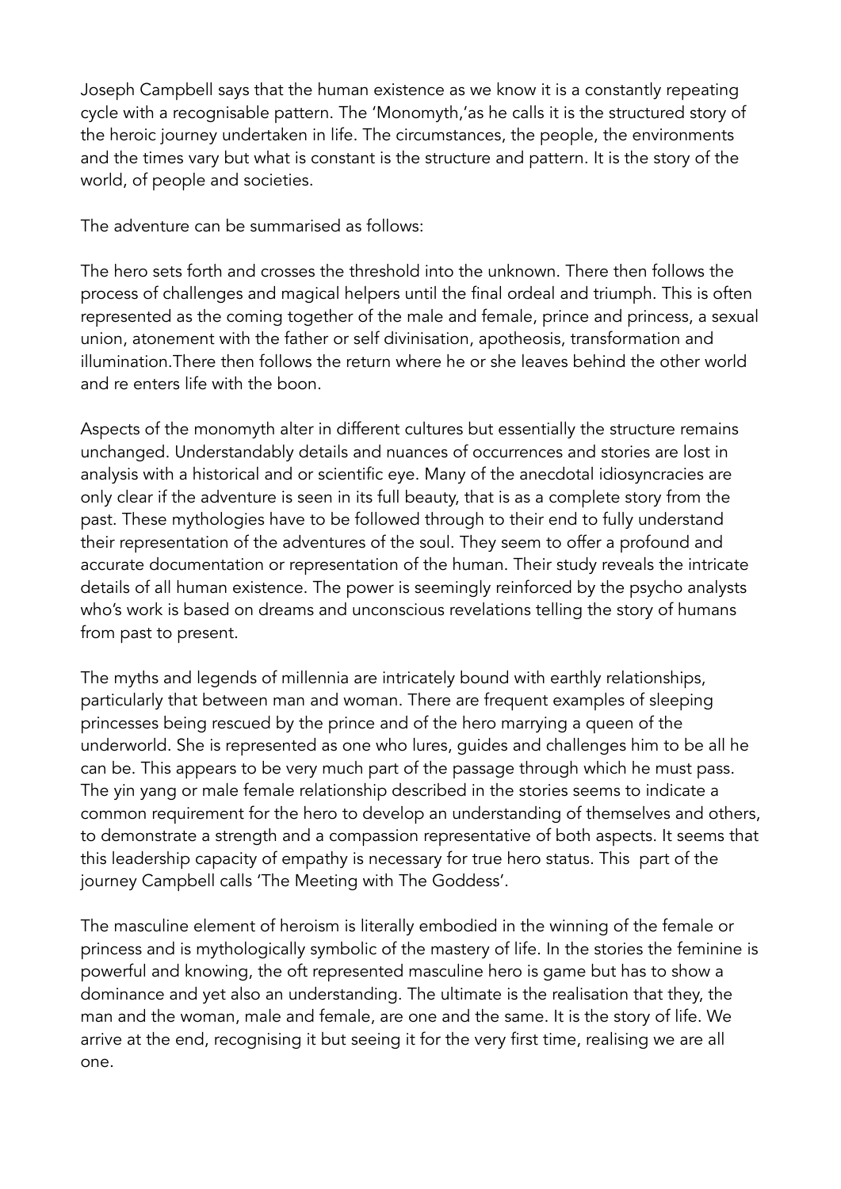Joseph Campbell says that the human existence as we know it is a constantly repeating cycle with a recognisable pattern. The 'Monomyth,'as he calls it is the structured story of the heroic journey undertaken in life. The circumstances, the people, the environments and the times vary but what is constant is the structure and pattern. It is the story of the world, of people and societies.

The adventure can be summarised as follows:

The hero sets forth and crosses the threshold into the unknown. There then follows the process of challenges and magical helpers until the final ordeal and triumph. This is often represented as the coming together of the male and female, prince and princess, a sexual union, atonement with the father or self divinisation, apotheosis, transformation and illumination.There then follows the return where he or she leaves behind the other world and re enters life with the boon.

Aspects of the monomyth alter in different cultures but essentially the structure remains unchanged. Understandably details and nuances of occurrences and stories are lost in analysis with a historical and or scientific eye. Many of the anecdotal idiosyncracies are only clear if the adventure is seen in its full beauty, that is as a complete story from the past. These mythologies have to be followed through to their end to fully understand their representation of the adventures of the soul. They seem to offer a profound and accurate documentation or representation of the human. Their study reveals the intricate details of all human existence. The power is seemingly reinforced by the psycho analysts who's work is based on dreams and unconscious revelations telling the story of humans from past to present.

The myths and legends of millennia are intricately bound with earthly relationships, particularly that between man and woman. There are frequent examples of sleeping princesses being rescued by the prince and of the hero marrying a queen of the underworld. She is represented as one who lures, guides and challenges him to be all he can be. This appears to be very much part of the passage through which he must pass. The yin yang or male female relationship described in the stories seems to indicate a common requirement for the hero to develop an understanding of themselves and others, to demonstrate a strength and a compassion representative of both aspects. It seems that this leadership capacity of empathy is necessary for true hero status. This part of the journey Campbell calls 'The Meeting with The Goddess'.

The masculine element of heroism is literally embodied in the winning of the female or princess and is mythologically symbolic of the mastery of life. In the stories the feminine is powerful and knowing, the oft represented masculine hero is game but has to show a dominance and yet also an understanding. The ultimate is the realisation that they, the man and the woman, male and female, are one and the same. It is the story of life. We arrive at the end, recognising it but seeing it for the very first time, realising we are all one.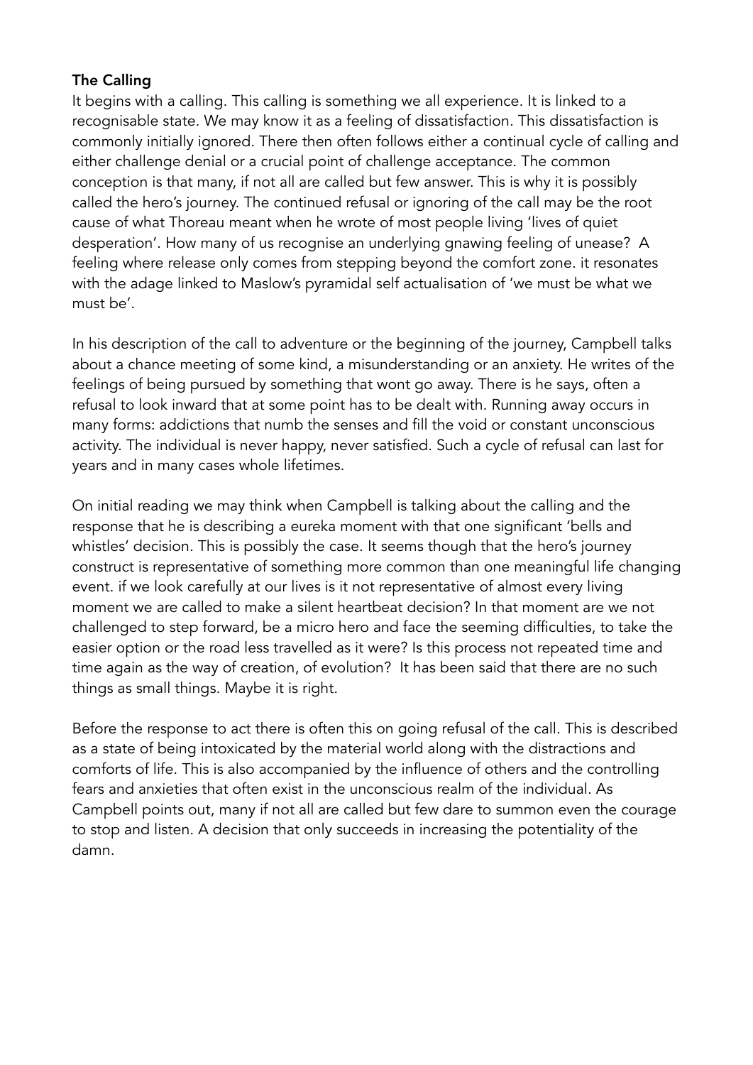**The Calling**

It begins with a calling. This calling is something we all experience. It is linked to a recognisable state. We may know it as a feeling of dissatisfaction. This dissatisfaction is commonly initially ignored. There then often follows either a continual cycle of calling and either challenge denial or a crucial point of challenge acceptance. The common conception is that many, if not all are called but few answer. This is why it is possibly called the hero's journey. The continued refusal or ignoring of the call may be the root cause of what Thoreau meant when he wrote of most people living 'lives of quiet desperation'. How many of us recognise an underlying gnawing feeling of unease? A feeling where release only comes from stepping beyond the comfort zone. it resonates with the adage linked to Maslow's pyramidal self actualisation of 'we must be what we must be'.

In his description of the call to adventure or the beginning of the journey, Campbell talks about a chance meeting of some kind, a misunderstanding or an anxiety. He writes of the feelings of being pursued by something that wont go away. There is he says, often a refusal to look inward that at some point has to be dealt with. Running away occurs in many forms: addictions that numb the senses and fill the void or constant unconscious activity. The individual is never happy, never satisfied. Such a cycle of refusal can last for years and in many cases whole lifetimes.

On initial reading we may think when Campbell is talking about the calling and the response that he is describing a eureka moment with that one significant 'bells and whistles' decision. This is possibly the case. It seems though that the hero's journey construct is representative of something more common than one meaningful life changing event. if we look carefully at our lives is it not representative of almost every living moment we are called to make a silent heartbeat decision? In that moment are we not challenged to step forward, be a micro hero and face the seeming difficulties, to take the easier option or the road less travelled as it were? Is this process not repeated time and time again as the way of creation, of evolution? It has been said that there are no such things as small things. Maybe it is right.

Before the response to act there is often this on going refusal of the call. This is described as a state of being intoxicated by the material world along with the distractions and comforts of life. This is also accompanied by the influence of others and the controlling fears and anxieties that often exist in the unconscious realm of the individual. As Campbell points out, many if not all are called but few dare to summon even the courage to stop and listen. A decision that only succeeds in increasing the potentiality of the damn.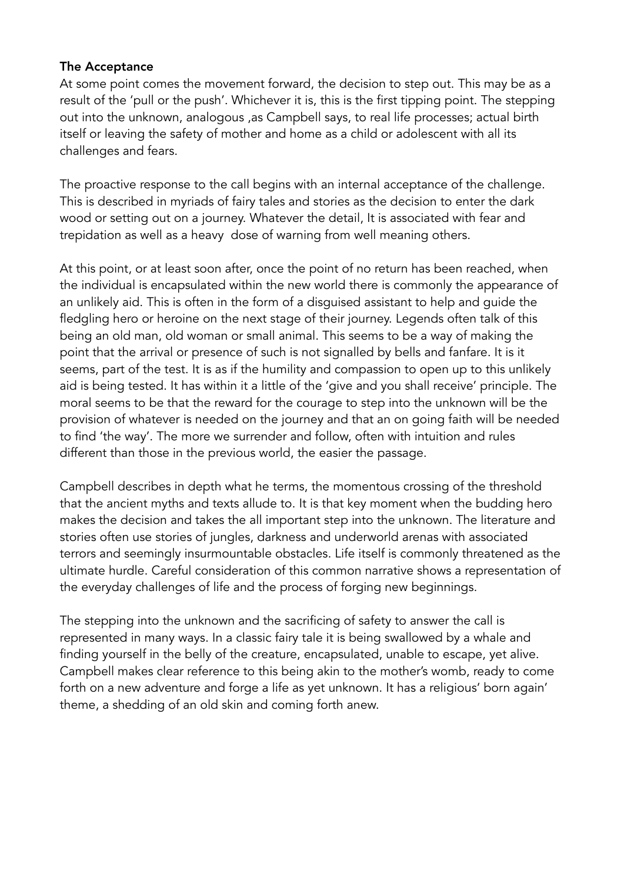**The Acceptance**

At some point comes the movement forward, the decision to step out. This may be as a result of the 'pull or the push'. Whichever it is, this is the first tipping point. The stepping out into the unknown, analogous ,as Campbell says, to real life processes; actual birth itself or leaving the safety of mother and home as a child or adolescent with all its challenges and fears.

The proactive response to the call begins with an internal acceptance of the challenge. This is described in myriads of fairy tales and stories as the decision to enter the dark wood or setting out on a journey. Whatever the detail, It is associated with fear and trepidation as well as a heavy dose of warning from well meaning others.

At this point, or at least soon after, once the point of no return has been reached, when the individual is encapsulated within the new world there is commonly the appearance of an unlikely aid. This is often in the form of a disguised assistant to help and guide the fledgling hero or heroine on the next stage of their journey. Legends often talk of this being an old man, old woman or small animal. This seems to be a way of making the point that the arrival or presence of such is not signalled by bells and fanfare. It is it seems, part of the test. It is as if the humility and compassion to open up to this unlikely aid is being tested. It has within it a little of the 'give and you shall receive' principle. The moral seems to be that the reward for the courage to step into the unknown will be the provision of whatever is needed on the journey and that an on going faith will be needed to find 'the way'. The more we surrender and follow, often with intuition and rules different than those in the previous world, the easier the passage.

Campbell describes in depth what he terms, the momentous crossing of the threshold that the ancient myths and texts allude to. It is that key moment when the budding hero makes the decision and takes the all important step into the unknown. The literature and stories often use stories of jungles, darkness and underworld arenas with associated terrors and seemingly insurmountable obstacles. Life itself is commonly threatened as the ultimate hurdle. Careful consideration of this common narrative shows a representation of the everyday challenges of life and the process of forging new beginnings.

The stepping into the unknown and the sacrificing of safety to answer the call is represented in many ways. In a classic fairy tale it is being swallowed by a whale and finding yourself in the belly of the creature, encapsulated, unable to escape, yet alive. Campbell makes clear reference to this being akin to the mother's womb, ready to come forth on a new adventure and forge a life as yet unknown. It has a religious' born again' theme, a shedding of an old skin and coming forth anew.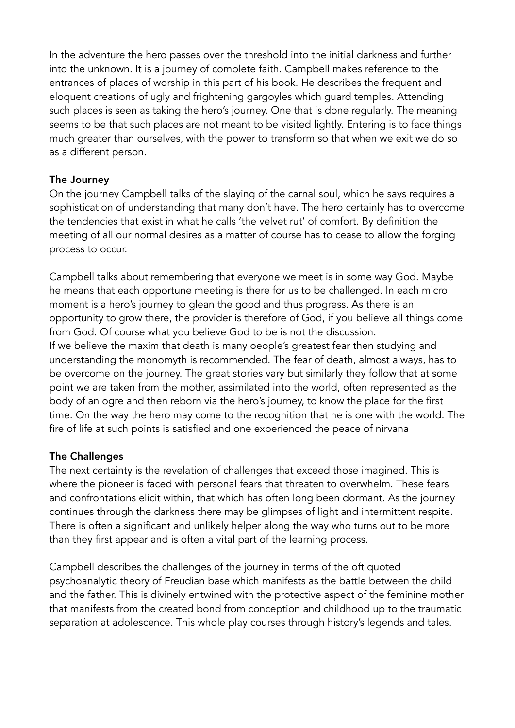In the adventure the hero passes over the threshold into the initial darkness and further into the unknown. It is a journey of complete faith. Campbell makes reference to the entrances of places of worship in this part of his book. He describes the frequent and eloquent creations of ugly and frightening gargoyles which guard temples. Attending such places is seen as taking the hero's journey. One that is done regularly. The meaning seems to be that such places are not meant to be visited lightly. Entering is to face things much greater than ourselves, with the power to transform so that when we exit we do so as a different person.

**The Journey**

On the journey Campbell talks of the slaying of the carnal soul, which he says requires a sophistication of understanding that many don't have. The hero certainly has to overcome the tendencies that exist in what he calls 'the velvet rut' of comfort. By definition the meeting of all our normal desires as a matter of course has to cease to allow the forging process to occur.

Campbell talks about remembering that everyone we meet is in some way God. Maybe he means that each opportune meeting is there for us to be challenged. In each micro moment is a hero's journey to glean the good and thus progress. As there is an opportunity to grow there, the provider is therefore of God, if you believe all things come from God. Of course what you believe God to be is not the discussion.
If we believe the maxim that death is many oeople's greatest fear then studying and understanding the monomyth is recommended. The fear of death, almost always, has to be overcome on the journey. The great stories vary but similarly they follow that at some point we are taken from the mother, assimilated into the world, often represented as the body of an ogre and then reborn via the hero's journey, to know the place for the first time. On the way the hero may come to the recognition that he is one with the world. The fire of life at such points is satisfied and one experienced the peace of nirvana

**The Challenges**

The next certainty is the revelation of challenges that exceed those imagined. This is where the pioneer is faced with personal fears that threaten to overwhelm. These fears and confrontations elicit within, that which has often long been dormant. As the journey continues through the darkness there may be glimpses of light and intermittent respite. There is often a significant and unlikely helper along the way who turns out to be more than they first appear and is often a vital part of the learning process.

Campbell describes the challenges of the journey in terms of the oft quoted psychoanalytic theory of Freudian base which manifests as the battle between the child and the father. This is divinely entwined with the protective aspect of the feminine mother that manifests from the created bond from conception and childhood up to the traumatic separation at adolescence. This whole play courses through history's legends and tales.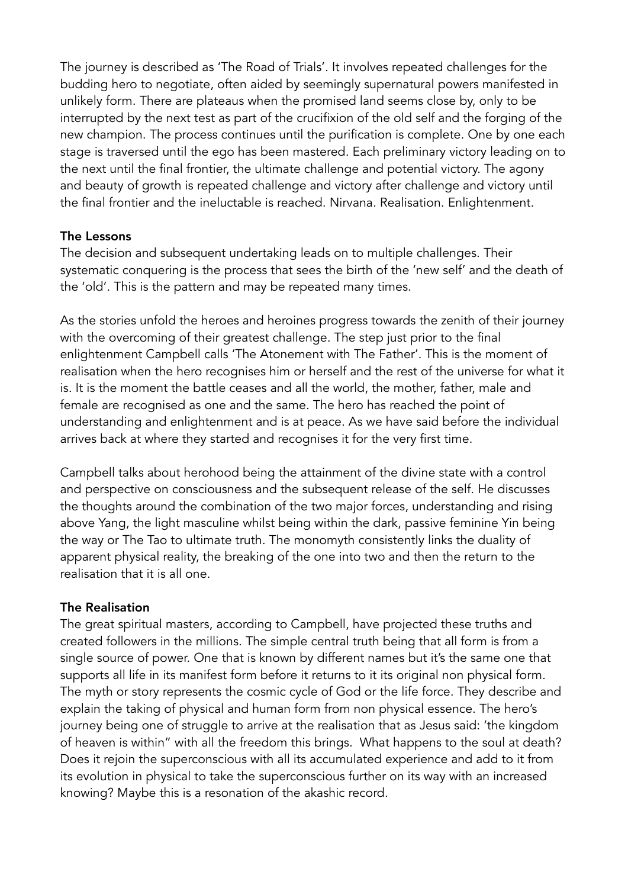The journey is described as 'The Road of Trials'. It involves repeated challenges for the budding hero to negotiate, often aided by seemingly supernatural powers manifested in unlikely form. There are plateaus when the promised land seems close by, only to be interrupted by the next test as part of the crucifixion of the old self and the forging of the new champion. The process continues until the purification is complete. One by one each stage is traversed until the ego has been mastered. Each preliminary victory leading on to the next until the final frontier, the ultimate challenge and potential victory. The agony and beauty of growth is repeated challenge and victory after challenge and victory until the final frontier and the ineluctable is reached. Nirvana. Realisation. Enlightenment.

**The Lessons**

The decision and subsequent undertaking leads on to multiple challenges. Their systematic conquering is the process that sees the birth of the 'new self' and the death of the 'old'. This is the pattern and may be repeated many times.

As the stories unfold the heroes and heroines progress towards the zenith of their journey with the overcoming of their greatest challenge. The step just prior to the final enlightenment Campbell calls 'The Atonement with The Father'. This is the moment of realisation when the hero recognises him or herself and the rest of the universe for what it is. It is the moment the battle ceases and all the world, the mother, father, male and female are recognised as one and the same. The hero has reached the point of understanding and enlightenment and is at peace. As we have said before the individual arrives back at where they started and recognises it for the very first time.

Campbell talks about herohood being the attainment of the divine state with a control and perspective on consciousness and the subsequent release of the self. He discusses the thoughts around the combination of the two major forces, understanding and rising above Yang, the light masculine whilst being within the dark, passive feminine Yin being the way or The Tao to ultimate truth. The monomyth consistently links the duality of apparent physical reality, the breaking of the one into two and then the return to the realisation that it is all one.

**The Realisation**

The great spiritual masters, according to Campbell, have projected these truths and created followers in the millions. The simple central truth being that all form is from a single source of power. One that is known by different names but it's the same one that supports all life in its manifest form before it returns to it its original non physical form. The myth or story represents the cosmic cycle of God or the life force. They describe and explain the taking of physical and human form from non physical essence. The hero's journey being one of struggle to arrive at the realisation that as Jesus said: 'the kingdom of heaven is within" with all the freedom this brings. What happens to the soul at death? Does it rejoin the superconscious with all its accumulated experience and add to it from its evolution in physical to take the superconscious further on its way with an increased knowing? Maybe this is a resonation of the akashic record.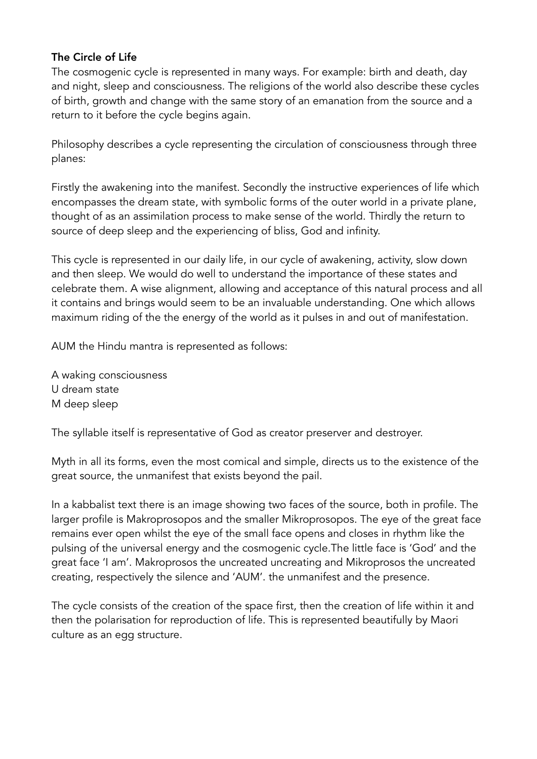**The Circle of Life**

The cosmogenic cycle is represented in many ways. For example: birth and death, day and night, sleep and consciousness. The religions of the world also describe these cycles of birth, growth and change with the same story of an emanation from the source and a return to it before the cycle begins again.

Philosophy describes a cycle representing the circulation of consciousness through three planes:

Firstly the awakening into the manifest. Secondly the instructive experiences of life which encompasses the dream state, with symbolic forms of the outer world in a private plane, thought of as an assimilation process to make sense of the world. Thirdly the return to source of deep sleep and the experiencing of bliss, God and infinity.

This cycle is represented in our daily life, in our cycle of awakening, activity, slow down and then sleep. We would do well to understand the importance of these states and celebrate them. A wise alignment, allowing and acceptance of this natural process and all it contains and brings would seem to be an invaluable understanding. One which allows maximum riding of the the energy of the world as it pulses in and out of manifestation.

AUM the Hindu mantra is represented as follows:

A waking consciousness
U dream state
M deep sleep

The syllable itself is representative of God as creator preserver and destroyer.

Myth in all its forms, even the most comical and simple, directs us to the existence of the great source, the unmanifest that exists beyond the pail.

In a kabbalist text there is an image showing two faces of the source, both in profile. The larger profile is Makroprosopos and the smaller Mikroprosopos. The eye of the great face remains ever open whilst the eye of the small face opens and closes in rhythm like the pulsing of the universal energy and the cosmogenic cycle.The little face is 'God' and the great face 'I am'. Makroprosos the uncreated uncreating and Mikroprosos the uncreated creating, respectively the silence and 'AUM'. the unmanifest and the presence.

The cycle consists of the creation of the space first, then the creation of life within it and then the polarisation for reproduction of life. This is represented beautifully by Maori culture as an egg structure.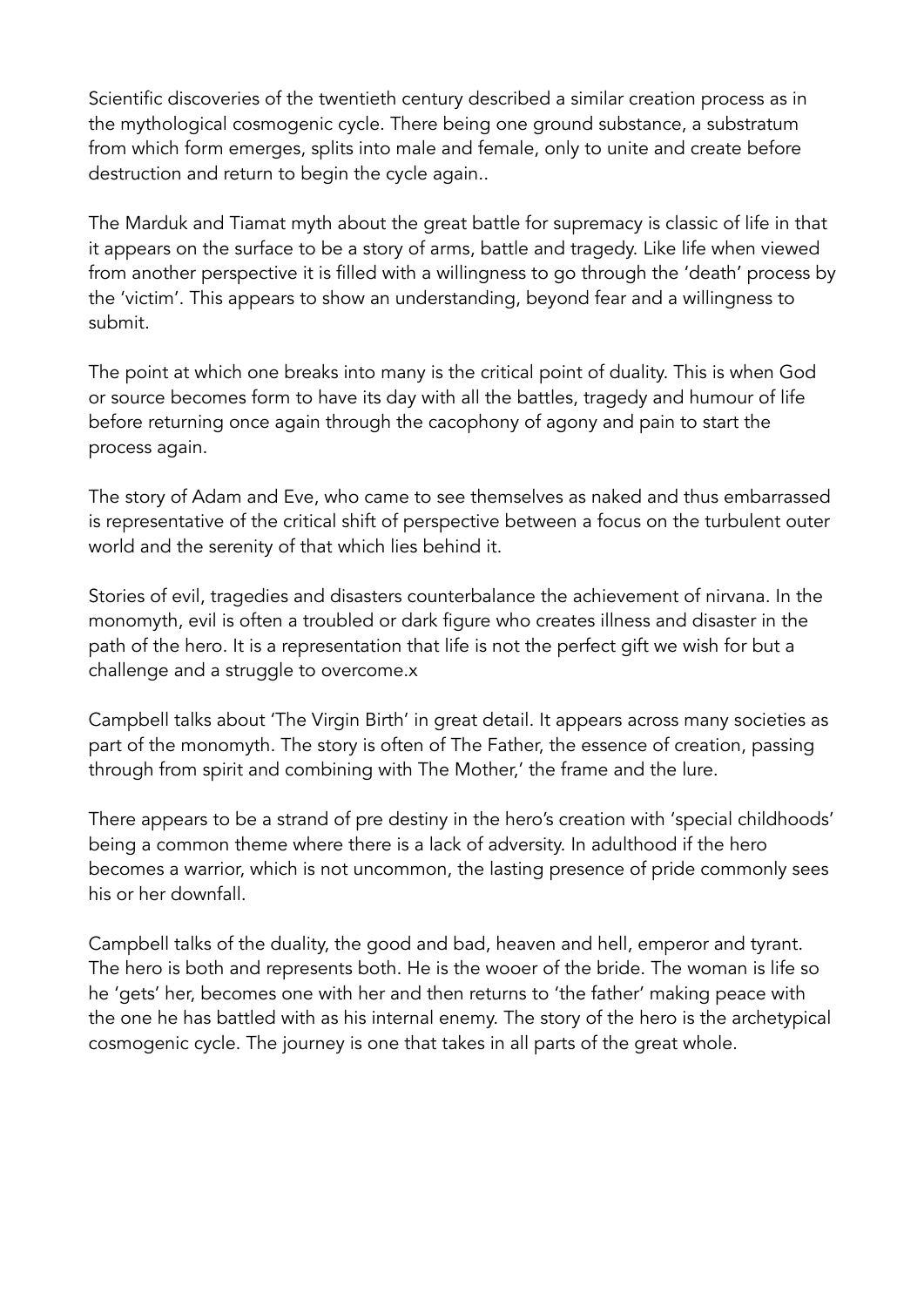Scientific discoveries of the twentieth century described a similar creation process as in the mythological cosmogenic cycle. There being one ground substance, a substratum from which form emerges, splits into male and female, only to unite and create before destruction and return to begin the cycle again..

The Marduk and Tiamat myth about the great battle for supremacy is classic of life in that it appears on the surface to be a story of arms, battle and tragedy. Like life when viewed from another perspective it is filled with a willingness to go through the 'death' process by the 'victim'. This appears to show an understanding, beyond fear and a willingness to submit.

The point at which one breaks into many is the critical point of duality. This is when God or source becomes form to have its day with all the battles, tragedy and humour of life before returning once again through the cacophony of agony and pain to start the process again.

The story of Adam and Eve, who came to see themselves as naked and thus embarrassed is representative of the critical shift of perspective between a focus on the turbulent outer world and the serenity of that which lies behind it.

Stories of evil, tragedies and disasters counterbalance the achievement of nirvana. In the monomyth, evil is often a troubled or dark figure who creates illness and disaster in the path of the hero. It is a representation that life is not the perfect gift we wish for but a challenge and a struggle to overcome.x

Campbell talks about 'The Virgin Birth' in great detail. It appears across many societies as part of the monomyth. The story is often of The Father, the essence of creation, passing through from spirit and combining with The Mother,' the frame and the lure.

There appears to be a strand of pre destiny in the hero's creation with 'special childhoods' being a common theme where there is a lack of adversity. In adulthood if the hero becomes a warrior, which is not uncommon, the lasting presence of pride commonly sees his or her downfall.

Campbell talks of the duality, the good and bad, heaven and hell, emperor and tyrant. The hero is both and represents both. He is the wooer of the bride. The woman is life so he 'gets' her, becomes one with her and then returns to 'the father' making peace with the one he has battled with as his internal enemy. The story of the hero is the archetypical cosmogenic cycle. The journey is one that takes in all parts of the great whole.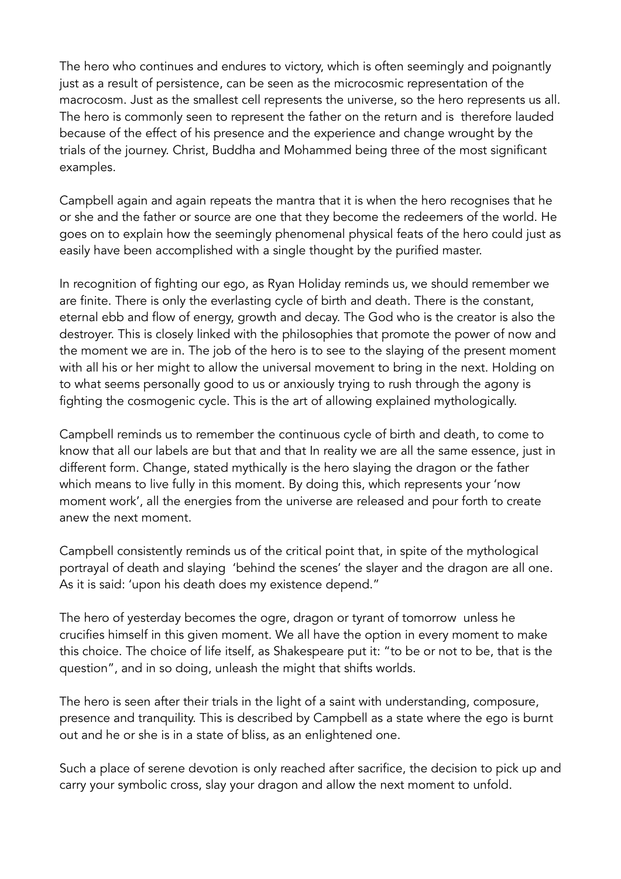The hero who continues and endures to victory, which is often seemingly and poignantly just as a result of persistence, can be seen as the microcosmic representation of the macrocosm. Just as the smallest cell represents the universe, so the hero represents us all. The hero is commonly seen to represent the father on the return and is therefore lauded because of the effect of his presence and the experience and change wrought by the trials of the journey. Christ, Buddha and Mohammed being three of the most significant examples.

Campbell again and again repeats the mantra that it is when the hero recognises that he or she and the father or source are one that they become the redeemers of the world. He goes on to explain how the seemingly phenomenal physical feats of the hero could just as easily have been accomplished with a single thought by the purified master.

In recognition of fighting our ego, as Ryan Holiday reminds us, we should remember we are finite. There is only the everlasting cycle of birth and death. There is the constant, eternal ebb and flow of energy, growth and decay. The God who is the creator is also the destroyer. This is closely linked with the philosophies that promote the power of now and the moment we are in. The job of the hero is to see to the slaying of the present moment with all his or her might to allow the universal movement to bring in the next. Holding on to what seems personally good to us or anxiously trying to rush through the agony is fighting the cosmogenic cycle. This is the art of allowing explained mythologically.

Campbell reminds us to remember the continuous cycle of birth and death, to come to know that all our labels are but that and that In reality we are all the same essence, just in different form. Change, stated mythically is the hero slaying the dragon or the father which means to live fully in this moment. By doing this, which represents your 'now moment work', all the energies from the universe are released and pour forth to create anew the next moment.

Campbell consistently reminds us of the critical point that, in spite of the mythological portrayal of death and slaying 'behind the scenes' the slayer and the dragon are all one. As it is said: 'upon his death does my existence depend."

The hero of yesterday becomes the ogre, dragon or tyrant of tomorrow unless he crucifies himself in this given moment. We all have the option in every moment to make this choice. The choice of life itself, as Shakespeare put it: "to be or not to be, that is the question", and in so doing, unleash the might that shifts worlds.

The hero is seen after their trials in the light of a saint with understanding, composure, presence and tranquility. This is described by Campbell as a state where the ego is burnt out and he or she is in a state of bliss, as an enlightened one.

Such a place of serene devotion is only reached after sacrifice, the decision to pick up and carry your symbolic cross, slay your dragon and allow the next moment to unfold.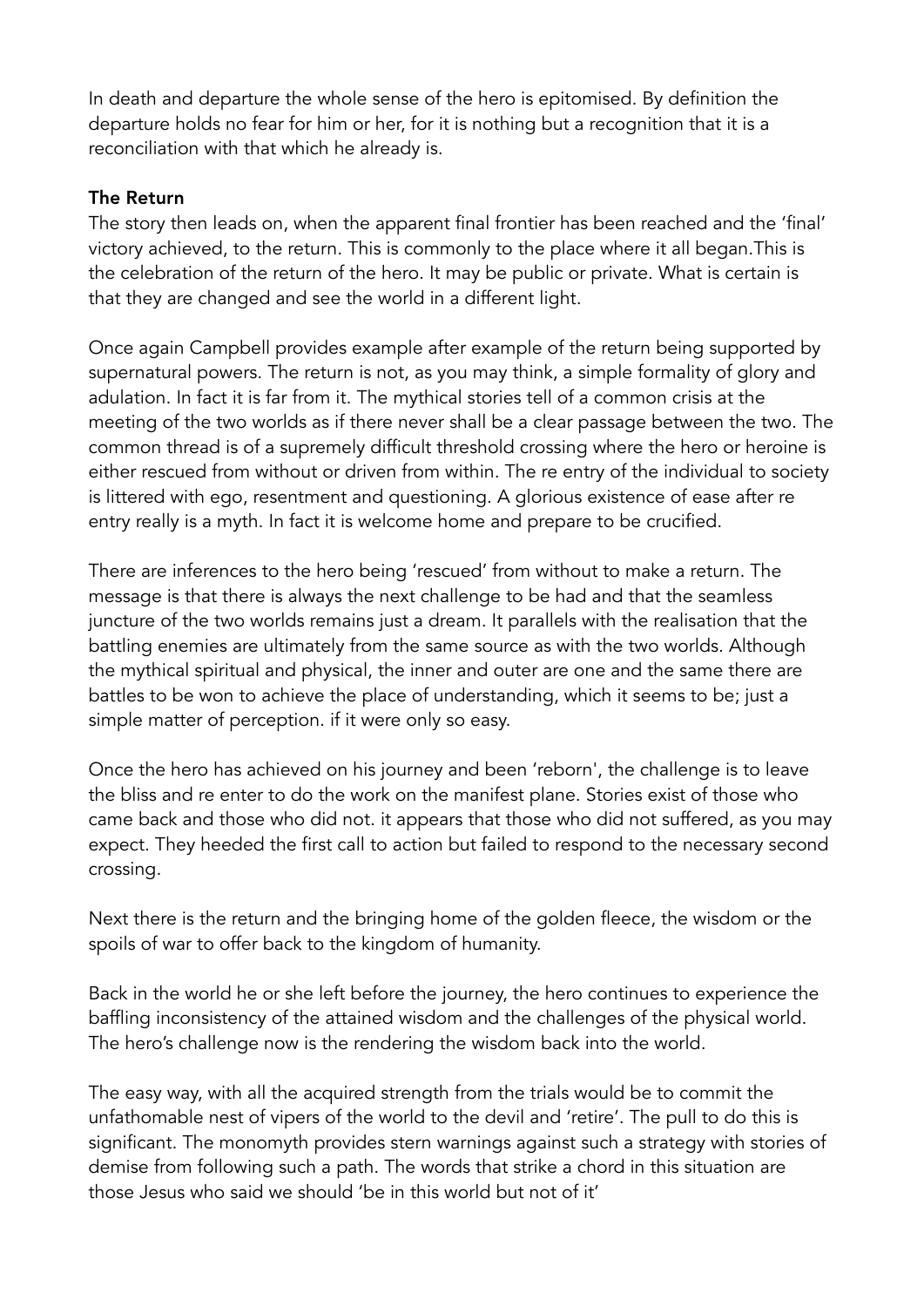In death and departure the whole sense of the hero is epitomised. By definition the departure holds no fear for him or her, for it is nothing but a recognition that it is a reconciliation with that which he already is.

**The Return**

The story then leads on, when the apparent final frontier has been reached and the 'final' victory achieved, to the return. This is commonly to the place where it all began.This is the celebration of the return of the hero. It may be public or private. What is certain is that they are changed and see the world in a different light.

Once again Campbell provides example after example of the return being supported by supernatural powers. The return is not, as you may think, a simple formality of glory and adulation. In fact it is far from it. The mythical stories tell of a common crisis at the meeting of the two worlds as if there never shall be a clear passage between the two. The common thread is of a supremely difficult threshold crossing where the hero or heroine is either rescued from without or driven from within. The re entry of the individual to society is littered with ego, resentment and questioning. A glorious existence of ease after re entry really is a myth. In fact it is welcome home and prepare to be crucified.

There are inferences to the hero being 'rescued' from without to make a return. The message is that there is always the next challenge to be had and that the seamless juncture of the two worlds remains just a dream. It parallels with the realisation that the battling enemies are ultimately from the same source as with the two worlds. Although the mythical spiritual and physical, the inner and outer are one and the same there are battles to be won to achieve the place of understanding, which it seems to be; just a simple matter of perception. if it were only so easy.

Once the hero has achieved on his journey and been 'reborn', the challenge is to leave the bliss and re enter to do the work on the manifest plane. Stories exist of those who came back and those who did not. it appears that those who did not suffered, as you may expect. They heeded the first call to action but failed to respond to the necessary second crossing.

Next there is the return and the bringing home of the golden fleece, the wisdom or the spoils of war to offer back to the kingdom of humanity.

Back in the world he or she left before the journey, the hero continues to experience the baffling inconsistency of the attained wisdom and the challenges of the physical world. The hero's challenge now is the rendering the wisdom back into the world.

The easy way, with all the acquired strength from the trials would be to commit the unfathomable nest of vipers of the world to the devil and 'retire'. The pull to do this is significant. The monomyth provides stern warnings against such a strategy with stories of demise from following such a path. The words that strike a chord in this situation are those Jesus who said we should 'be in this world but not of it'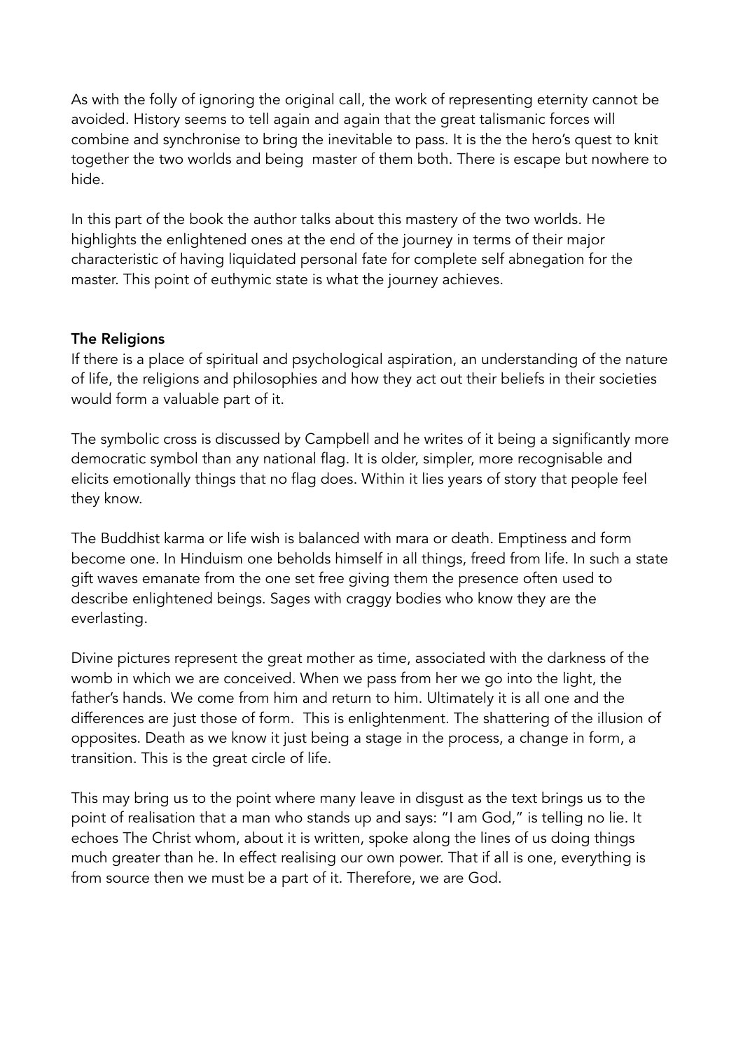As with the folly of ignoring the original call, the work of representing eternity cannot be avoided. History seems to tell again and again that the great talismanic forces will combine and synchronise to bring the inevitable to pass. It is the the hero's quest to knit together the two worlds and being  master of them both. There is escape but nowhere to hide.

In this part of the book the author talks about this mastery of the two worlds. He highlights the enlightened ones at the end of the journey in terms of their major characteristic of having liquidated personal fate for complete self abnegation for the master. This point of euthymic state is what the journey achieves.

**The Religions**

If there is a place of spiritual and psychological aspiration, an understanding of the nature of life, the religions and philosophies and how they act out their beliefs in their societies would form a valuable part of it.

The symbolic cross is discussed by Campbell and he writes of it being a significantly more democratic symbol than any national flag. It is older, simpler, more recognisable and elicits emotionally things that no flag does. Within it lies years of story that people feel they know.

The Buddhist karma or life wish is balanced with mara or death. Emptiness and form become one. In Hinduism one beholds himself in all things, freed from life. In such a state gift waves emanate from the one set free giving them the presence often used to describe enlightened beings. Sages with craggy bodies who know they are the everlasting.

Divine pictures represent the great mother as time, associated with the darkness of the womb in which we are conceived. When we pass from her we go into the light, the father's hands. We come from him and return to him. Ultimately it is all one and the differences are just those of form.  This is enlightenment. The shattering of the illusion of opposites. Death as we know it just being a stage in the process, a change in form, a transition. This is the great circle of life.

This may bring us to the point where many leave in disgust as the text brings us to the point of realisation that a man who stands up and says: "I am God," is telling no lie. It echoes The Christ whom, about it is written, spoke along the lines of us doing things much greater than he. In effect realising our own power. That if all is one, everything is from source then we must be a part of it. Therefore, we are God.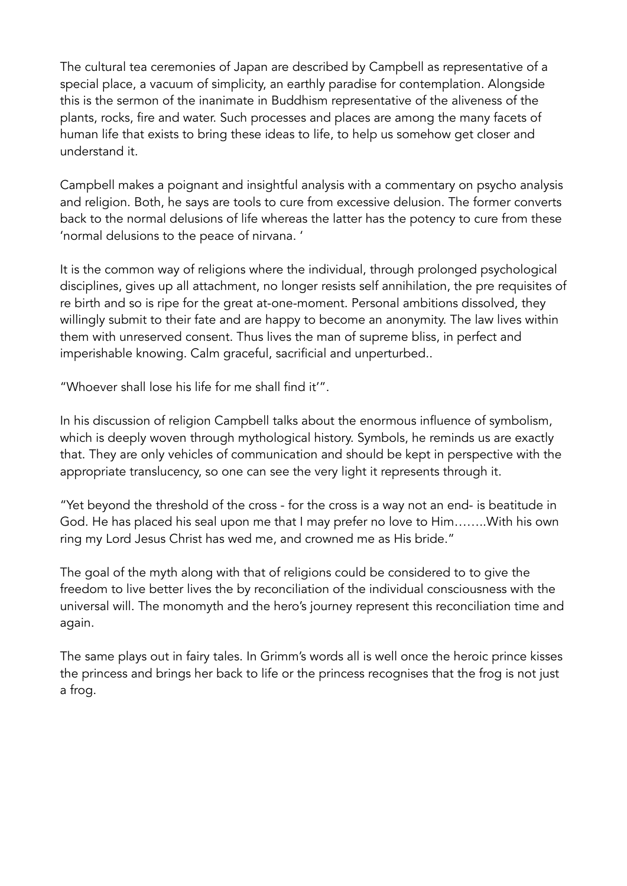The cultural tea ceremonies of Japan are described by Campbell as representative of a special place, a vacuum of simplicity, an earthly paradise for contemplation. Alongside this is the sermon of the inanimate in Buddhism representative of the aliveness of the plants, rocks, fire and water. Such processes and places are among the many facets of human life that exists to bring these ideas to life, to help us somehow get closer and understand it.

Campbell makes a poignant and insightful analysis with a commentary on psycho analysis and religion. Both, he says are tools to cure from excessive delusion. The former converts back to the normal delusions of life whereas the latter has the potency to cure from these 'normal delusions to the peace of nirvana. '

It is the common way of religions where the individual, through prolonged psychological disciplines, gives up all attachment, no longer resists self annihilation, the pre requisites of re birth and so is ripe for the great at-one-moment. Personal ambitions dissolved, they willingly submit to their fate and are happy to become an anonymity. The law lives within them with unreserved consent. Thus lives the man of supreme bliss, in perfect and imperishable knowing. Calm graceful, sacrificial and unperturbed..

"Whoever shall lose his life for me shall find it'".

In his discussion of religion Campbell talks about the enormous influence of symbolism, which is deeply woven through mythological history. Symbols, he reminds us are exactly that. They are only vehicles of communication and should be kept in perspective with the appropriate translucency, so one can see the very light it represents through it.

"Yet beyond the threshold of the cross - for the cross is a way not an end- is beatitude in God. He has placed his seal upon me that I may prefer no love to Him……..With his own ring my Lord Jesus Christ has wed me, and crowned me as His bride."

The goal of the myth along with that of religions could be considered to to give the freedom to live better lives the by reconciliation of the individual consciousness with the universal will. The monomyth and the hero's journey represent this reconciliation time and again.

The same plays out in fairy tales. In Grimm's words all is well once the heroic prince kisses the princess and brings her back to life or the princess recognises that the frog is not just a frog.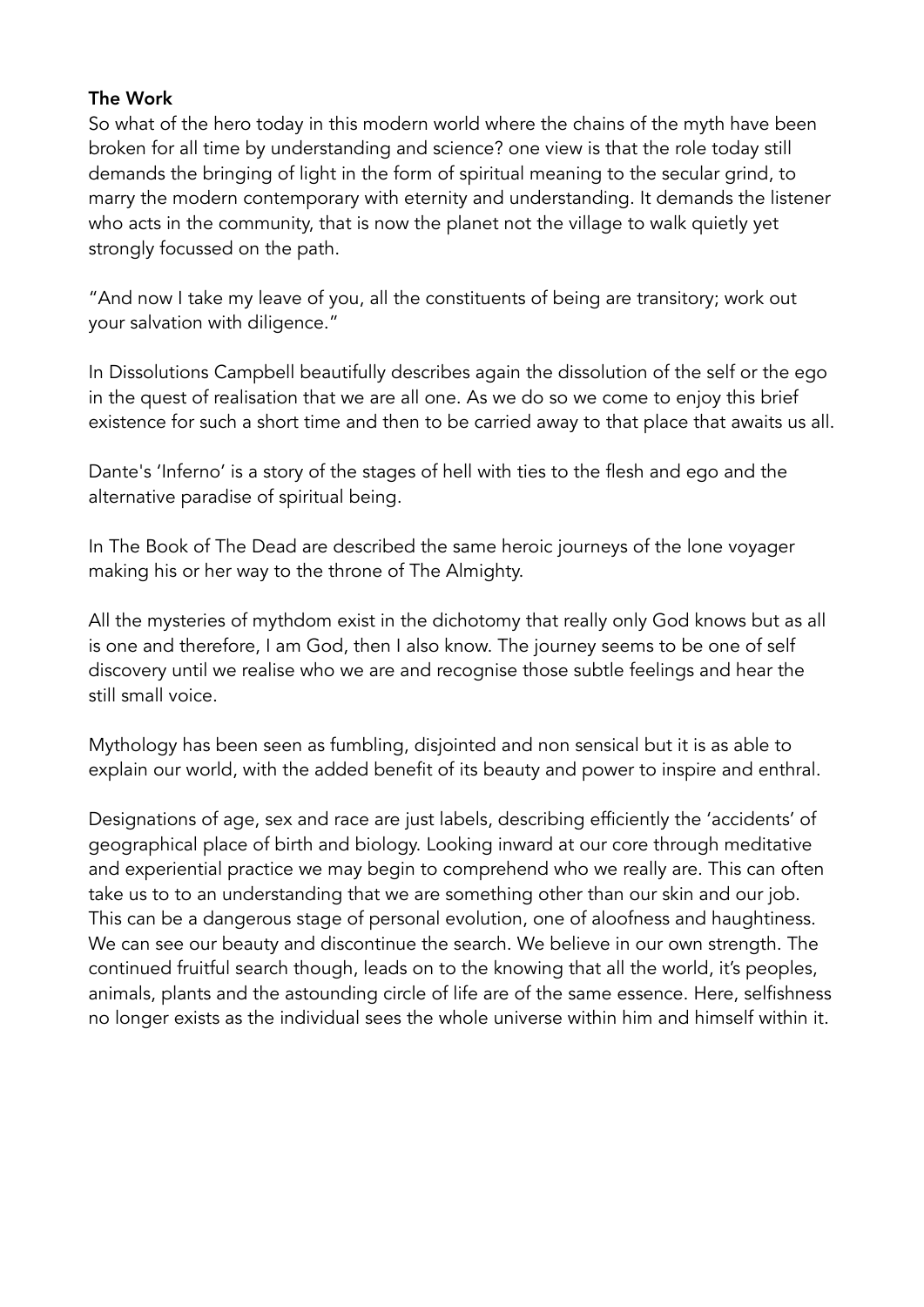**The Work**

So what of the hero today in this modern world where the chains of the myth have been broken for all time by understanding and science? one view is that the role today still demands the bringing of light in the form of spiritual meaning to the secular grind, to marry the modern contemporary with eternity and understanding. It demands the listener who acts in the community, that is now the planet not the village to walk quietly yet strongly focussed on the path.

"And now I take my leave of you, all the constituents of being are transitory; work out your salvation with diligence."

In Dissolutions Campbell beautifully describes again the dissolution of the self or the ego in the quest of realisation that we are all one. As we do so we come to enjoy this brief existence for such a short time and then to be carried away to that place that awaits us all.

Dante's 'Inferno' is a story of the stages of hell with ties to the flesh and ego and the alternative paradise of spiritual being.

In The Book of The Dead are described the same heroic journeys of the lone voyager making his or her way to the throne of The Almighty.

All the mysteries of mythdom exist in the dichotomy that really only God knows but as all is one and therefore, I am God, then I also know. The journey seems to be one of self discovery until we realise who we are and recognise those subtle feelings and hear the still small voice.

Mythology has been seen as fumbling, disjointed and non sensical but it is as able to explain our world, with the added benefit of its beauty and power to inspire and enthral.

Designations of age, sex and race are just labels, describing efficiently the 'accidents' of geographical place of birth and biology. Looking inward at our core through meditative and experiential practice we may begin to comprehend who we really are. This can often take us to to an understanding that we are something other than our skin and our job. This can be a dangerous stage of personal evolution, one of aloofness and haughtiness. We can see our beauty and discontinue the search. We believe in our own strength. The continued fruitful search though, leads on to the knowing that all the world, it's peoples, animals, plants and the astounding circle of life are of the same essence. Here, selfishness no longer exists as the individual sees the whole universe within him and himself within it.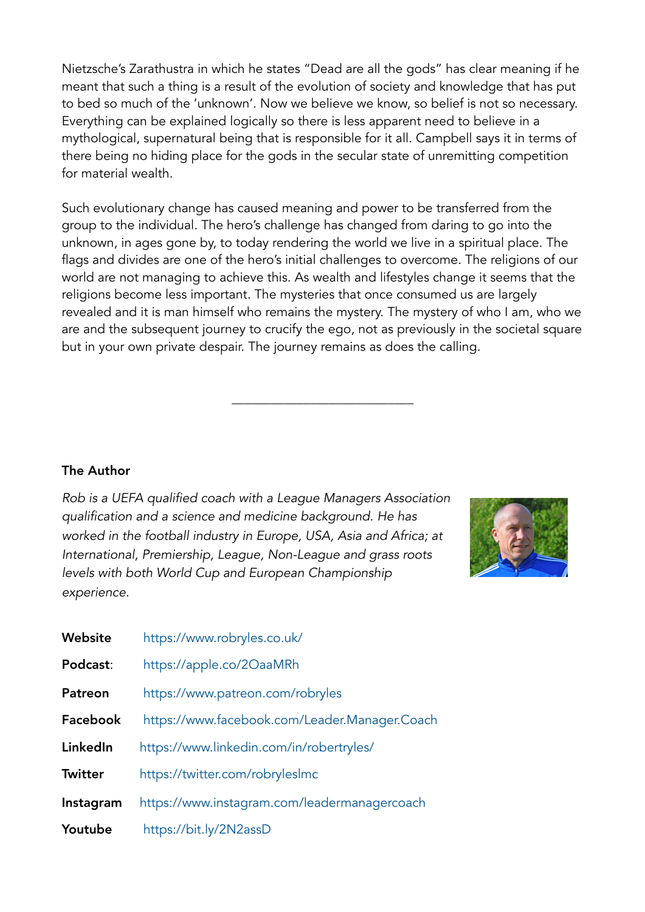Nietzsche's Zarathustra in which he states "Dead are all the gods" has clear meaning if he meant that such a thing is a result of the evolution of society and knowledge that has put to bed so much of the 'unknown'. Now we believe we know, so belief is not so necessary. Everything can be explained logically so there is less apparent need to believe in a mythological, supernatural being that is responsible for it all. Campbell says it in terms of there being no hiding place for the gods in the secular state of unremitting competition for material wealth.

Such evolutionary change has caused meaning and power to be transferred from the group to the individual. The hero's challenge has changed from daring to go into the unknown, in ages gone by, to today rendering the world we live in a spiritual place. The flags and divides are one of the hero's initial challenges to overcome. The religions of our world are not managing to achieve this. As wealth and lifestyles change it seems that the religions become less important. The mysteries that once consumed us are largely revealed and it is man himself who remains the mystery. The mystery of who I am, who we are and the subsequent journey to crucify the ego, not as previously in the societal square but in your own private despair. The journey remains as does the calling.

---

**The Author**

*Rob is a UEFA qualified coach with a League Managers Association qualification and a science and medicine background. He has worked in the football industry in Europe, USA, Asia and Africa; at International, Premiership, League, Non-League and grass roots levels with both World Cup and European Championship experience.*

| | |
|---|---|
| **Website** | https://www.robryles.co.uk/ |
| **Podcast**: | https://apple.co/2OaaMRh |
| **Patreon** | https://www.patreon.com/robryles |
| **Facebook** | https://www.facebook.com/Leader.Manager.Coach |
| **LinkedIn** | https://www.linkedin.com/in/robertryles/ |
| **Twitter** | https://twitter.com/robryleslmc |
| **Instagram** | https://www.instagram.com/leadermanagercoach |
| **Youtube** | https://bit.ly/2N2assD |